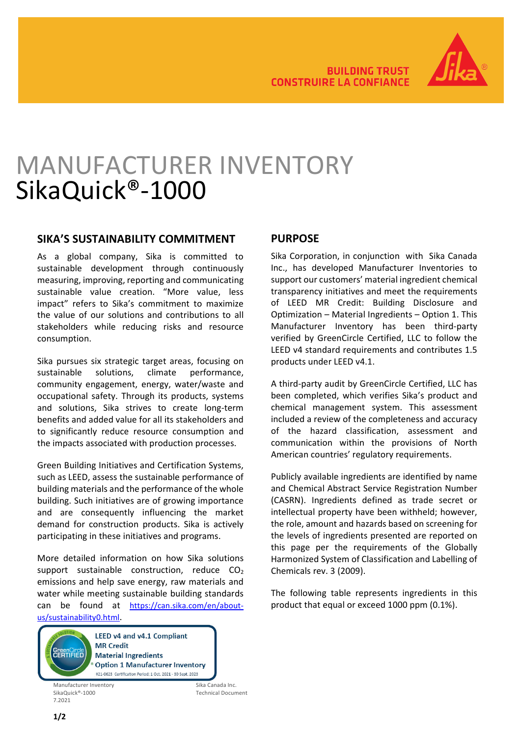BUILDING TRUST
CONSTRUIRE LA CONFIANCE

# MANUFACTURER INVENTORY
# SikaQuick®-1000

## SIKA'S SUSTAINABILITY COMMITMENT

As a global company, Sika is committed to sustainable development through continuously measuring, improving, reporting and communicating sustainable value creation. "More value, less impact" refers to Sika's commitment to maximize the value of our solutions and contributions to all stakeholders while reducing risks and resource consumption.

Sika pursues six strategic target areas, focusing on sustainable solutions, climate performance, community engagement, energy, water/waste and occupational safety. Through its products, systems and solutions, Sika strives to create long-term benefits and added value for all its stakeholders and to significantly reduce resource consumption and the impacts associated with production processes.

Green Building Initiatives and Certification Systems, such as LEED, assess the sustainable performance of building materials and the performance of the whole building. Such initiatives are of growing importance and are consequently influencing the market demand for construction products. Sika is actively participating in these initiatives and programs.

More detailed information on how Sika solutions support sustainable construction, reduce $CO_2$ emissions and help save energy, raw materials and water while meeting sustainable building standards can be found at https://can.sika.com/en/about-us/sustainability0.html.

GreenCircle CERTIFIED
LEED v4 and v4.1 Compliant
MR Credit
Material Ingredients
Option 1 Manufacturer Inventory
#21-0623 Certification Period: 1 Oct. 2021 - 30 Sept. 2023

## PURPOSE

Sika Corporation, in conjunction with Sika Canada Inc., has developed Manufacturer Inventories to support our customers' material ingredient chemical transparency initiatives and meet the requirements of LEED MR Credit: Building Disclosure and Optimization – Material Ingredients – Option 1. This Manufacturer Inventory has been third-party verified by GreenCircle Certified, LLC to follow the LEED v4 standard requirements and contributes 1.5 products under LEED v4.1.

A third-party audit by GreenCircle Certified, LLC has been completed, which verifies Sika's product and chemical management system. This assessment included a review of the completeness and accuracy of the hazard classification, assessment and communication within the provisions of North American countries' regulatory requirements.

Publicly available ingredients are identified by name and Chemical Abstract Service Registration Number (CASRN). Ingredients defined as trade secret or intellectual property have been withheld; however, the role, amount and hazards based on screening for the levels of ingredients presented are reported on this page per the requirements of the Globally Harmonized System of Classification and Labelling of Chemicals rev. 3 (2009).

The following table represents ingredients in this product that equal or exceed 1000 ppm (0.1%).

Manufacturer Inventory
SikaQuick®-1000
7.2021

Sika Canada Inc.
Technical Document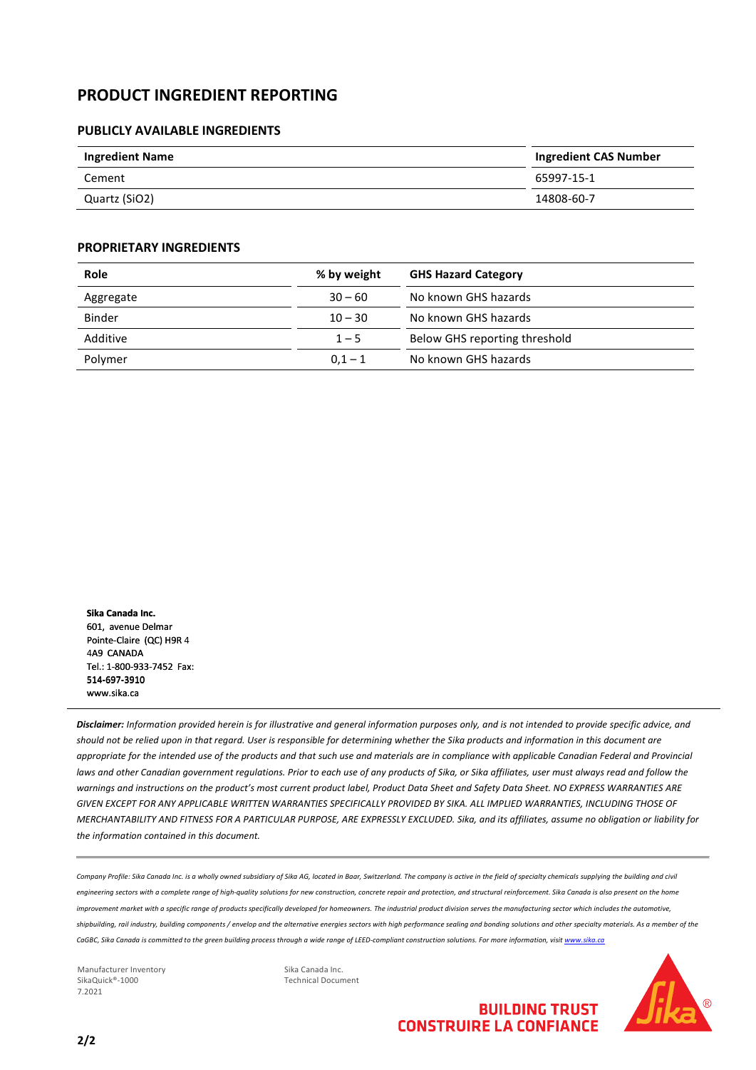# PRODUCT INGREDIENT REPORTING

## PUBLICLY AVAILABLE INGREDIENTS

| Ingredient Name | Ingredient CAS Number |
|---|---|
| Cement | 65997-15-1 |
| Quartz ($SiO_2$) | 14808-60-7 |

## PROPRIETARY INGREDIENTS

| Role | % by weight | GHS Hazard Category |
|---|---|---|
| Aggregate | 30 – 60 | No known GHS hazards |
| Binder | 10 – 30 | No known GHS hazards |
| Additive | 1 – 5 | Below GHS reporting threshold |
| Polymer | 0,1 – 1 | No known GHS hazards |

**Sika Canada Inc.**
601, avenue Delmar
Pointe-Claire (QC) H9R 4
4A9 CANADA
Tel.: 1-800-933-7452 Fax:
514-697-3910
www.sika.ca

***Disclaimer:*** *Information provided herein is for illustrative and general information purposes only, and is not intended to provide specific advice, and should not be relied upon in that regard. User is responsible for determining whether the Sika products and information in this document are appropriate for the intended use of the products and that such use and materials are in compliance with applicable Canadian Federal and Provincial laws and other Canadian government regulations. Prior to each use of any products of Sika, or Sika affiliates, user must always read and follow the warnings and instructions on the product's most current product label, Product Data Sheet and Safety Data Sheet. NO EXPRESS WARRANTIES ARE GIVEN EXCEPT FOR ANY APPLICABLE WRITTEN WARRANTIES SPECIFICALLY PROVIDED BY SIKA. ALL IMPLIED WARRANTIES, INCLUDING THOSE OF MERCHANTABILITY AND FITNESS FOR A PARTICULAR PURPOSE, ARE EXPRESSLY EXCLUDED. Sika, and its affiliates, assume no obligation or liability for the information contained in this document.*

*Company Profile: Sika Canada Inc. is a wholly owned subsidiary of Sika AG, located in Baar, Switzerland. The company is active in the field of specialty chemicals supplying the building and civil engineering sectors with a complete range of high-quality solutions for new construction, concrete repair and protection, and structural reinforcement. Sika Canada is also present on the home improvement market with a specific range of products specifically developed for homeowners. The industrial product division serves the manufacturing sector which includes the automotive, shipbuilding, rail industry, building components / envelop and the alternative energies sectors with high performance sealing and bonding solutions and other specialty materials. As a member of the CaGBC, Sika Canada is committed to the green building process through a wide range of LEED-compliant construction solutions. For more information, visit www.sika.ca*

Manufacturer Inventory
SikaQuick®-1000
7.2021

Sika Canada Inc.
Technical Document

**BUILDING TRUST**
**CONSTRUIRE LA CONFIANCE**